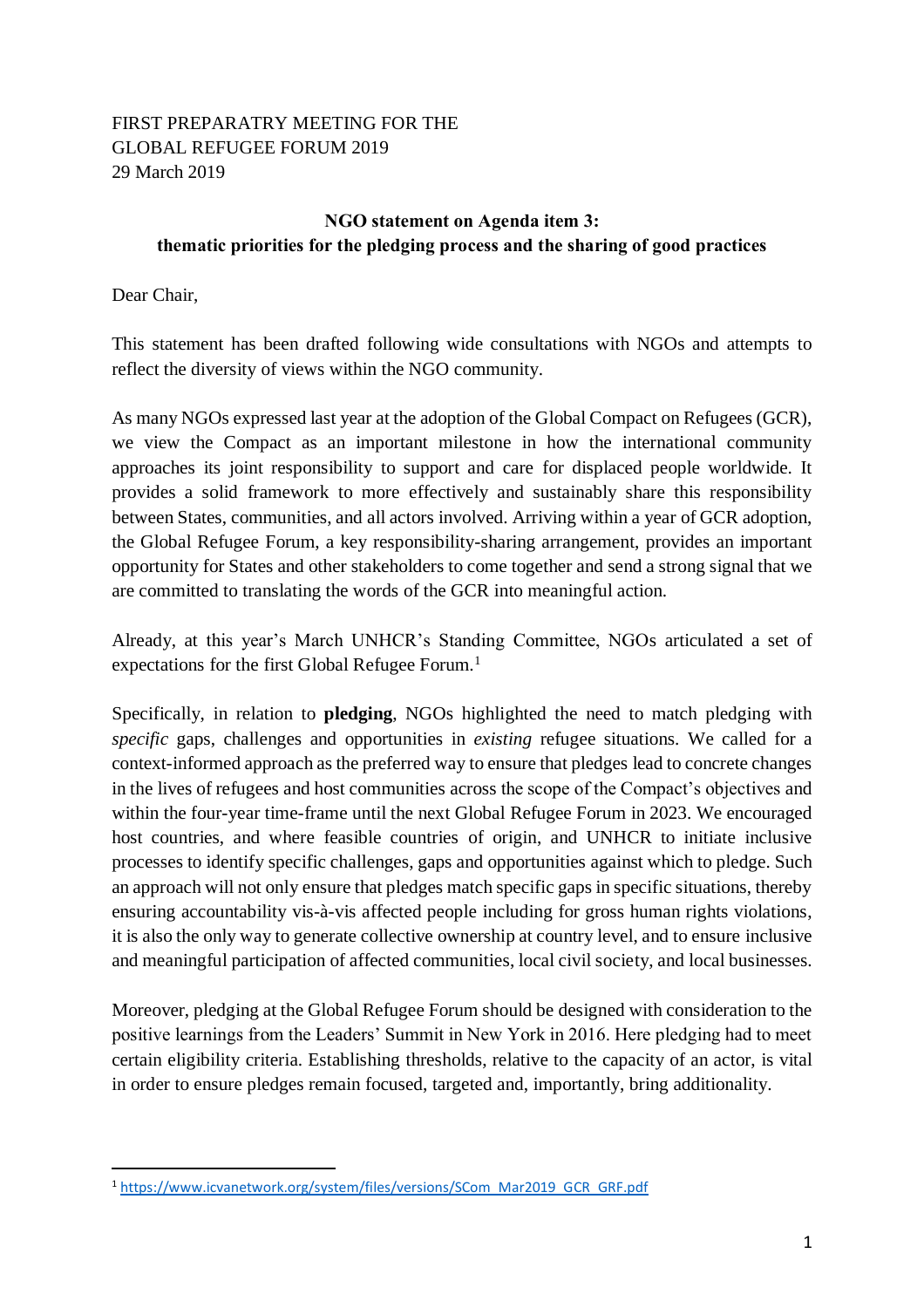FIRST PREPARATRY MEETING FOR THE
GLOBAL REFUGEE FORUM 2019
29 March 2019

**NGO statement on Agenda item 3:**
**thematic priorities for the pledging process and the sharing of good practices**

Dear Chair,

This statement has been drafted following wide consultations with NGOs and attempts to reflect the diversity of views within the NGO community.

As many NGOs expressed last year at the adoption of the Global Compact on Refugees (GCR), we view the Compact as an important milestone in how the international community approaches its joint responsibility to support and care for displaced people worldwide. It provides a solid framework to more effectively and sustainably share this responsibility between States, communities, and all actors involved. Arriving within a year of GCR adoption, the Global Refugee Forum, a key responsibility-sharing arrangement, provides an important opportunity for States and other stakeholders to come together and send a strong signal that we are committed to translating the words of the GCR into meaningful action.

Already, at this year's March UNHCR's Standing Committee, NGOs articulated a set of expectations for the first Global Refugee Forum.[1]

Specifically, in relation to **pledging**, NGOs highlighted the need to match pledging with *specific* gaps, challenges and opportunities in *existing* refugee situations. We called for a context-informed approach as the preferred way to ensure that pledges lead to concrete changes in the lives of refugees and host communities across the scope of the Compact's objectives and within the four-year time-frame until the next Global Refugee Forum in 2023. We encouraged host countries, and where feasible countries of origin, and UNHCR to initiate inclusive processes to identify specific challenges, gaps and opportunities against which to pledge. Such an approach will not only ensure that pledges match specific gaps in specific situations, thereby ensuring accountability vis-à-vis affected people including for gross human rights violations, it is also the only way to generate collective ownership at country level, and to ensure inclusive and meaningful participation of affected communities, local civil society, and local businesses.

Moreover, pledging at the Global Refugee Forum should be designed with consideration to the positive learnings from the Leaders' Summit in New York in 2016. Here pledging had to meet certain eligibility criteria. Establishing thresholds, relative to the capacity of an actor, is vital in order to ensure pledges remain focused, targeted and, importantly, bring additionality.

---

[1] https://www.icvanetwork.org/system/files/versions/SCom_Mar2019_GCR_GRF.pdf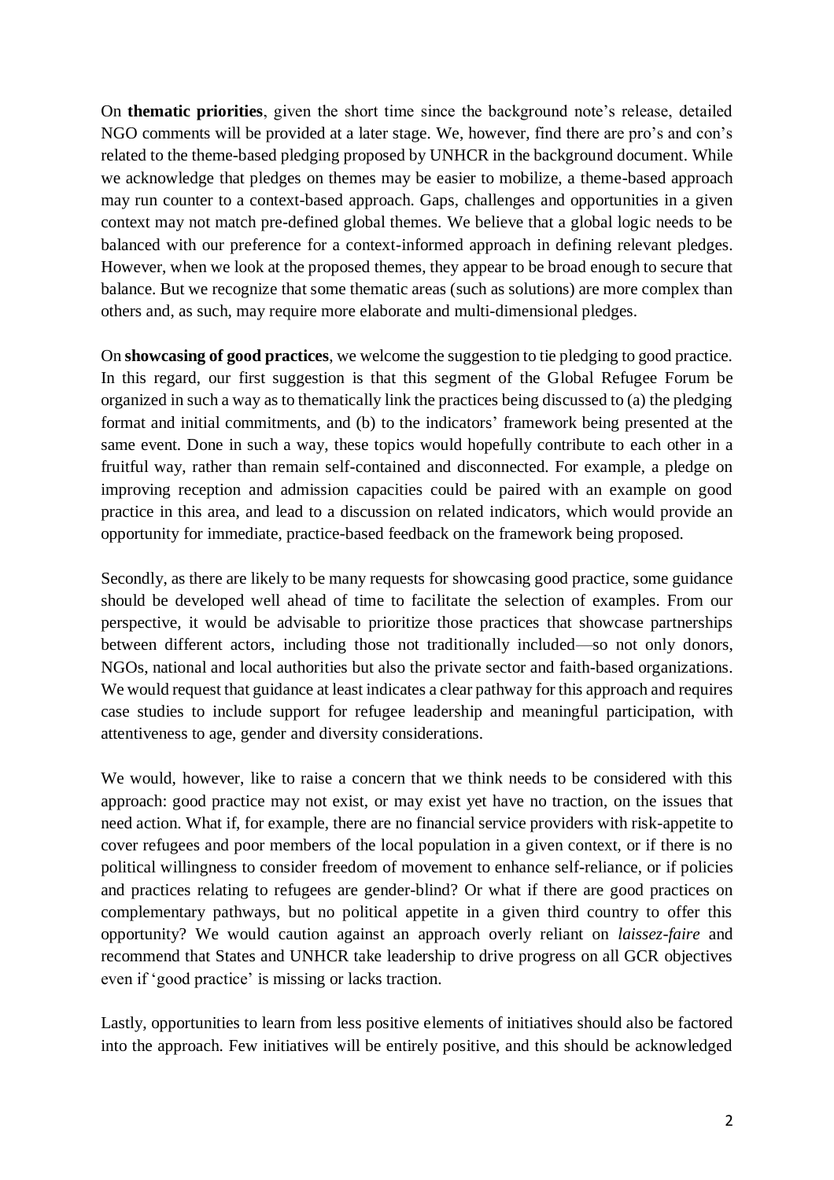On **thematic priorities**, given the short time since the background note's release, detailed NGO comments will be provided at a later stage. We, however, find there are pro's and con's related to the theme-based pledging proposed by UNHCR in the background document. While we acknowledge that pledges on themes may be easier to mobilize, a theme-based approach may run counter to a context-based approach. Gaps, challenges and opportunities in a given context may not match pre-defined global themes. We believe that a global logic needs to be balanced with our preference for a context-informed approach in defining relevant pledges. However, when we look at the proposed themes, they appear to be broad enough to secure that balance. But we recognize that some thematic areas (such as solutions) are more complex than others and, as such, may require more elaborate and multi-dimensional pledges.

On **showcasing of good practices**, we welcome the suggestion to tie pledging to good practice. In this regard, our first suggestion is that this segment of the Global Refugee Forum be organized in such a way as to thematically link the practices being discussed to (a) the pledging format and initial commitments, and (b) to the indicators' framework being presented at the same event. Done in such a way, these topics would hopefully contribute to each other in a fruitful way, rather than remain self-contained and disconnected. For example, a pledge on improving reception and admission capacities could be paired with an example on good practice in this area, and lead to a discussion on related indicators, which would provide an opportunity for immediate, practice-based feedback on the framework being proposed.

Secondly, as there are likely to be many requests for showcasing good practice, some guidance should be developed well ahead of time to facilitate the selection of examples. From our perspective, it would be advisable to prioritize those practices that showcase partnerships between different actors, including those not traditionally included—so not only donors, NGOs, national and local authorities but also the private sector and faith-based organizations. We would request that guidance at least indicates a clear pathway for this approach and requires case studies to include support for refugee leadership and meaningful participation, with attentiveness to age, gender and diversity considerations.

We would, however, like to raise a concern that we think needs to be considered with this approach: good practice may not exist, or may exist yet have no traction, on the issues that need action. What if, for example, there are no financial service providers with risk-appetite to cover refugees and poor members of the local population in a given context, or if there is no political willingness to consider freedom of movement to enhance self-reliance, or if policies and practices relating to refugees are gender-blind? Or what if there are good practices on complementary pathways, but no political appetite in a given third country to offer this opportunity? We would caution against an approach overly reliant on *laissez-faire* and recommend that States and UNHCR take leadership to drive progress on all GCR objectives even if 'good practice' is missing or lacks traction.

Lastly, opportunities to learn from less positive elements of initiatives should also be factored into the approach. Few initiatives will be entirely positive, and this should be acknowledged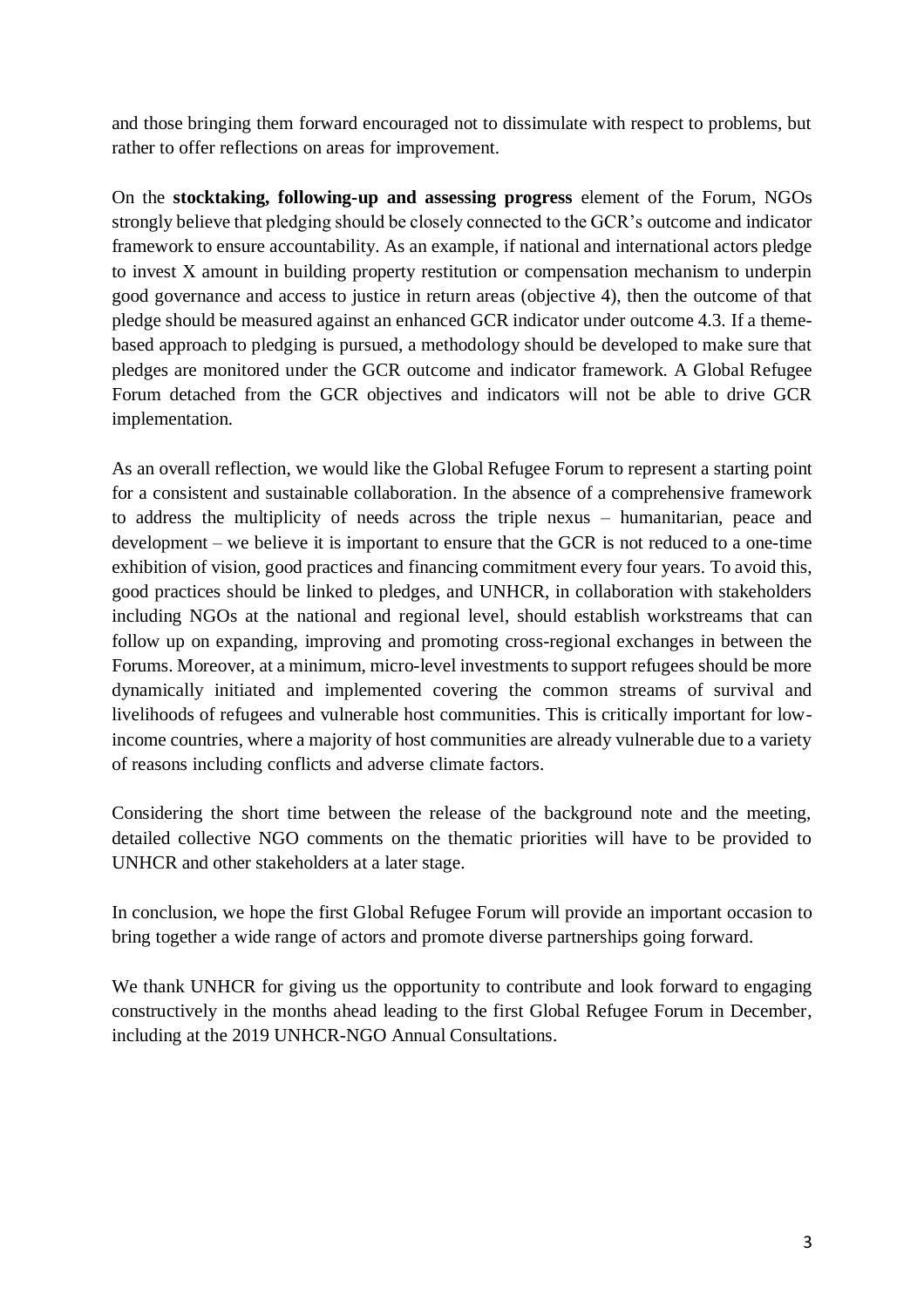and those bringing them forward encouraged not to dissimulate with respect to problems, but rather to offer reflections on areas for improvement.

On the **stocktaking, following-up and assessing progress** element of the Forum, NGOs strongly believe that pledging should be closely connected to the GCR's outcome and indicator framework to ensure accountability. As an example, if national and international actors pledge to invest X amount in building property restitution or compensation mechanism to underpin good governance and access to justice in return areas (objective 4), then the outcome of that pledge should be measured against an enhanced GCR indicator under outcome 4.3. If a theme-based approach to pledging is pursued, a methodology should be developed to make sure that pledges are monitored under the GCR outcome and indicator framework. A Global Refugee Forum detached from the GCR objectives and indicators will not be able to drive GCR implementation.

As an overall reflection, we would like the Global Refugee Forum to represent a starting point for a consistent and sustainable collaboration. In the absence of a comprehensive framework to address the multiplicity of needs across the triple nexus – humanitarian, peace and development – we believe it is important to ensure that the GCR is not reduced to a one-time exhibition of vision, good practices and financing commitment every four years. To avoid this, good practices should be linked to pledges, and UNHCR, in collaboration with stakeholders including NGOs at the national and regional level, should establish workstreams that can follow up on expanding, improving and promoting cross-regional exchanges in between the Forums. Moreover, at a minimum, micro-level investments to support refugees should be more dynamically initiated and implemented covering the common streams of survival and livelihoods of refugees and vulnerable host communities. This is critically important for low-income countries, where a majority of host communities are already vulnerable due to a variety of reasons including conflicts and adverse climate factors.

Considering the short time between the release of the background note and the meeting, detailed collective NGO comments on the thematic priorities will have to be provided to UNHCR and other stakeholders at a later stage.

In conclusion, we hope the first Global Refugee Forum will provide an important occasion to bring together a wide range of actors and promote diverse partnerships going forward.

We thank UNHCR for giving us the opportunity to contribute and look forward to engaging constructively in the months ahead leading to the first Global Refugee Forum in December, including at the 2019 UNHCR-NGO Annual Consultations.